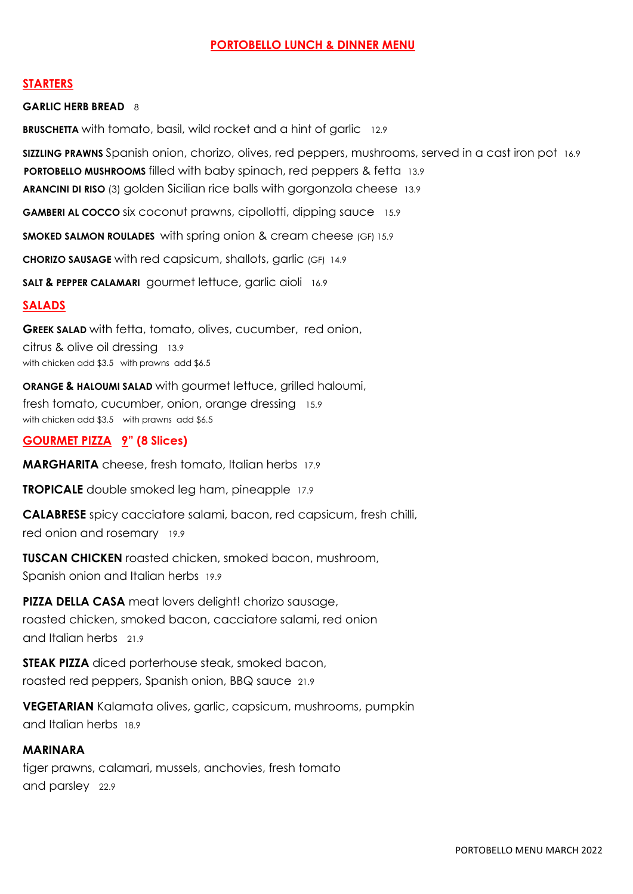# PORTOBELLO LUNCH & DINNER MENU

## STARTERS

**GARLIC HERB BREAD** 8

**BRUSCHETTA** with tomato, basil, wild rocket and a hint of garlic 12.9

**SIZZLING PRAWNS** Spanish onion, chorizo, olives, red peppers, mushrooms, served in a cast iron pot 16.9

**PORTOBELLO MUSHROOMS** filled with baby spinach, red peppers & fetta 13.9

**ARANCINI DI RISO** (3) golden Sicilian rice balls with gorgonzola cheese 13.9

**GAMBERI AL COCCO** six coconut prawns, cipollotti, dipping sauce 15.9

**SMOKED SALMON ROULADES** with spring onion & cream cheese (GF) 15.9

**CHORIZO SAUSAGE** with red capsicum, shallots, garlic (GF) 14.9

**SALT & PEPPER CALAMARI** gourmet lettuce, garlic aioli 16.9

## SALADS

**GREEK SALAD** with fetta, tomato, olives, cucumber, red onion, citrus & olive oil dressing 13.9
with chicken add $3.5 with prawns add $6.5

**ORANGE & HALOUMI SALAD** with gourmet lettuce, grilled haloumi, fresh tomato, cucumber, onion, orange dressing 15.9
with chicken add $3.5 with prawns add $6.5

## GOURMET PIZZA 9" (8 Slices)

**MARGHARITA** cheese, fresh tomato, Italian herbs 17.9

**TROPICALE** double smoked leg ham, pineapple 17.9

**CALABRESE** spicy cacciatore salami, bacon, red capsicum, fresh chilli, red onion and rosemary 19.9

**TUSCAN CHICKEN** roasted chicken, smoked bacon, mushroom, Spanish onion and Italian herbs 19.9

**PIZZA DELLA CASA** meat lovers delight! chorizo sausage, roasted chicken, smoked bacon, cacciatore salami, red onion and Italian herbs 21.9

**STEAK PIZZA** diced porterhouse steak, smoked bacon, roasted red peppers, Spanish onion, BBQ sauce 21.9

**VEGETARIAN** Kalamata olives, garlic, capsicum, mushrooms, pumpkin and Italian herbs 18.9

**MARINARA**
tiger prawns, calamari, mussels, anchovies, fresh tomato and parsley 22.9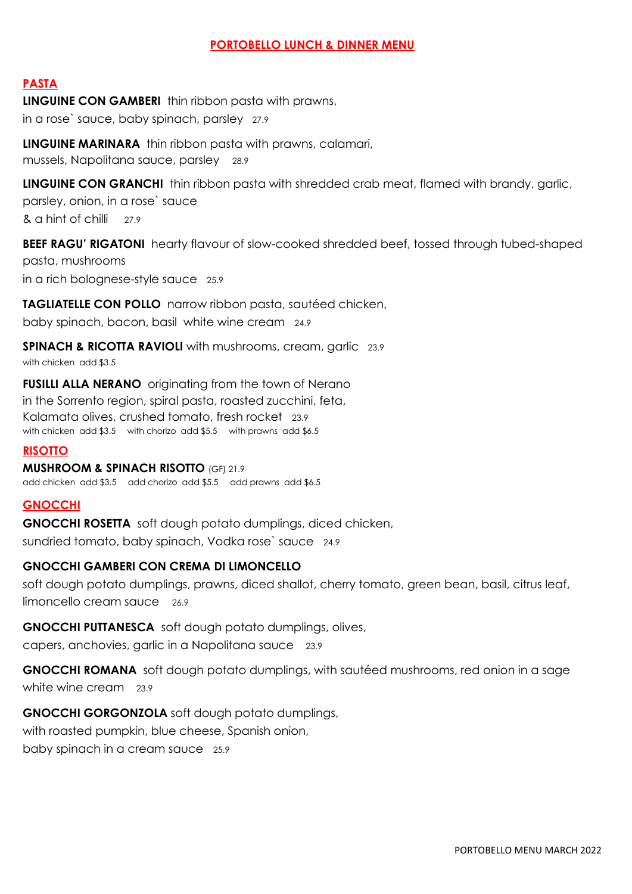# PORTOBELLO LUNCH & DINNER MENU

## PASTA

**LINGUINE CON GAMBERI** thin ribbon pasta with prawns, in a rose` sauce, baby spinach, parsley 27.9

**LINGUINE MARINARA** thin ribbon pasta with prawns, calamari, mussels, Napolitana sauce, parsley 28.9

**LINGUINE CON GRANCHI** thin ribbon pasta with shredded crab meat, flamed with brandy, garlic, parsley, onion, in a rose` sauce & a hint of chilli 27.9

**BEEF RAGU' RIGATONI** hearty flavour of slow-cooked shredded beef, tossed through tubed-shaped pasta, mushrooms in a rich bolognese-style sauce 25.9

**TAGLIATELLE CON POLLO** narrow ribbon pasta, sautéed chicken, baby spinach, bacon, basil white wine cream 24.9

**SPINACH & RICOTTA RAVIOLI** with mushrooms, cream, garlic 23.9
with chicken add $3.5

**FUSILLI ALLA NERANO** originating from the town of Nerano in the Sorrento region, spiral pasta, roasted zucchini, feta, Kalamata olives, crushed tomato, fresh rocket 23.9
with chicken add $3.5 with chorizo add $5.5 with prawns add $6.5

## RISOTTO

**MUSHROOM & SPINACH RISOTTO** (GF) 21.9
add chicken add $3.5 add chorizo add $5.5 add prawns add $6.5

## GNOCCHI

**GNOCCHI ROSETTA** soft dough potato dumplings, diced chicken, sundried tomato, baby spinach, Vodka rose` sauce 24.9

**GNOCCHI GAMBERI CON CREMA DI LIMONCELLO**
soft dough potato dumplings, prawns, diced shallot, cherry tomato, green bean, basil, citrus leaf, limoncello cream sauce 26.9

**GNOCCHI PUTTANESCA** soft dough potato dumplings, olives, capers, anchovies, garlic in a Napolitana sauce 23.9

**GNOCCHI ROMANA** soft dough potato dumplings, with sautéed mushrooms, red onion in a sage white wine cream 23.9

**GNOCCHI GORGONZOLA** soft dough potato dumplings, with roasted pumpkin, blue cheese, Spanish onion, baby spinach in a cream sauce 25.9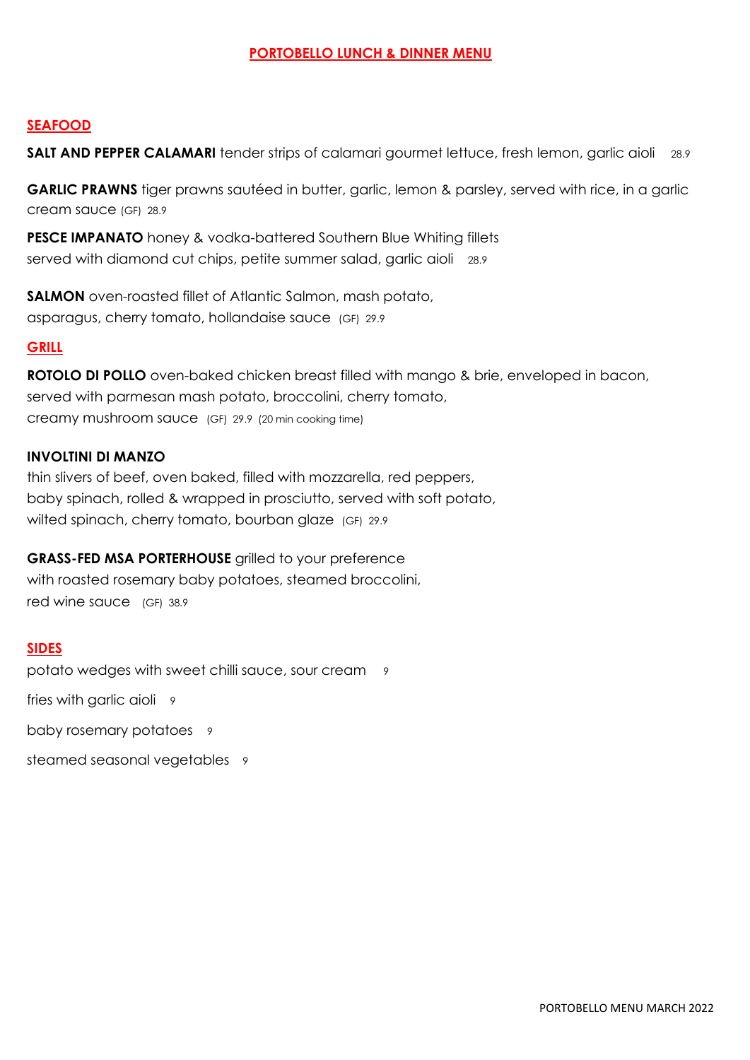# PORTOBELLO LUNCH & DINNER MENU

## SEAFOOD

**SALT AND PEPPER CALAMARI** tender strips of calamari gourmet lettuce, fresh lemon, garlic aioli 28.9

**GARLIC PRAWNS** tiger prawns sautéed in butter, garlic, lemon & parsley, served with rice, in a garlic cream sauce (GF) 28.9

**PESCE IMPANATO** honey & vodka-battered Southern Blue Whiting fillets served with diamond cut chips, petite summer salad, garlic aioli 28.9

**SALMON** oven-roasted fillet of Atlantic Salmon, mash potato, asparagus, cherry tomato, hollandaise sauce (GF) 29.9

## GRILL

**ROTOLO DI POLLO** oven-baked chicken breast filled with mango & brie, enveloped in bacon, served with parmesan mash potato, broccolini, cherry tomato, creamy mushroom sauce (GF) 29.9 (20 min cooking time)

**INVOLTINI DI MANZO**
thin slivers of beef, oven baked, filled with mozzarella, red peppers, baby spinach, rolled & wrapped in prosciutto, served with soft potato, wilted spinach, cherry tomato, bourban glaze (GF) 29.9

**GRASS-FED MSA PORTERHOUSE** grilled to your preference with roasted rosemary baby potatoes, steamed broccolini, red wine sauce (GF) 38.9

## SIDES

potato wedges with sweet chilli sauce, sour cream 9

fries with garlic aioli 9

baby rosemary potatoes 9

steamed seasonal vegetables 9

PORTOBELLO MENU MARCH 2022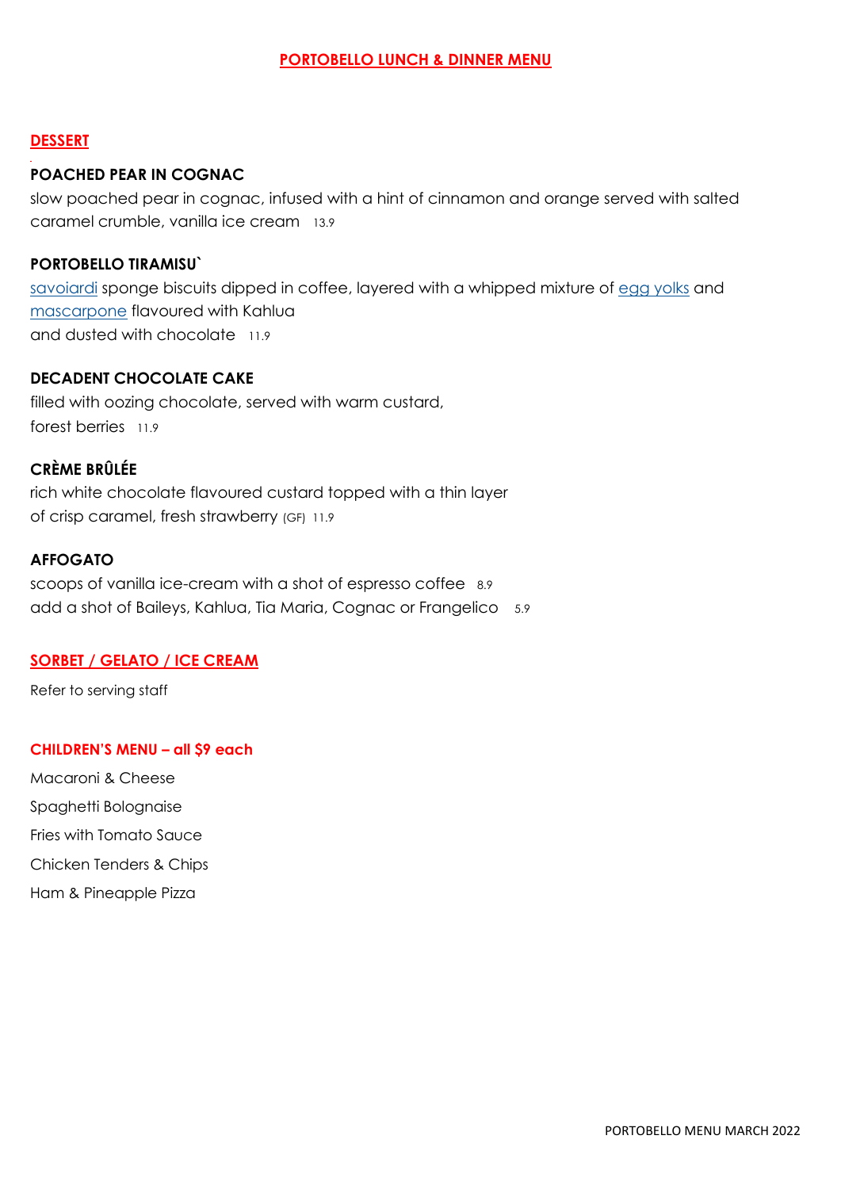## PORTOBELLO LUNCH & DINNER MENU

### DESSERT

**POACHED PEAR IN COGNAC**

slow poached pear in cognac, infused with a hint of cinnamon and orange served with salted caramel crumble, vanilla ice cream 13.9

**PORTOBELLO TIRAMISU`**

savoiardi sponge biscuits dipped in coffee, layered with a whipped mixture of egg yolks and mascarpone flavoured with Kahlua
and dusted with chocolate 11.9

**DECADENT CHOCOLATE CAKE**

filled with oozing chocolate, served with warm custard,
forest berries 11.9

**CRÈME BRÛLÉE**

rich white chocolate flavoured custard topped with a thin layer
of crisp caramel, fresh strawberry (GF) 11.9

**AFFOGATO**

scoops of vanilla ice-cream with a shot of espresso coffee 8.9
add a shot of Baileys, Kahlua, Tia Maria, Cognac or Frangelico 5.9

### SORBET / GELATO / ICE CREAM

Refer to serving staff

### CHILDREN'S MENU – all $9 each

Macaroni & Cheese

Spaghetti Bolognaise

Fries with Tomato Sauce

Chicken Tenders & Chips

Ham & Pineapple Pizza

PORTOBELLO MENU MARCH 2022